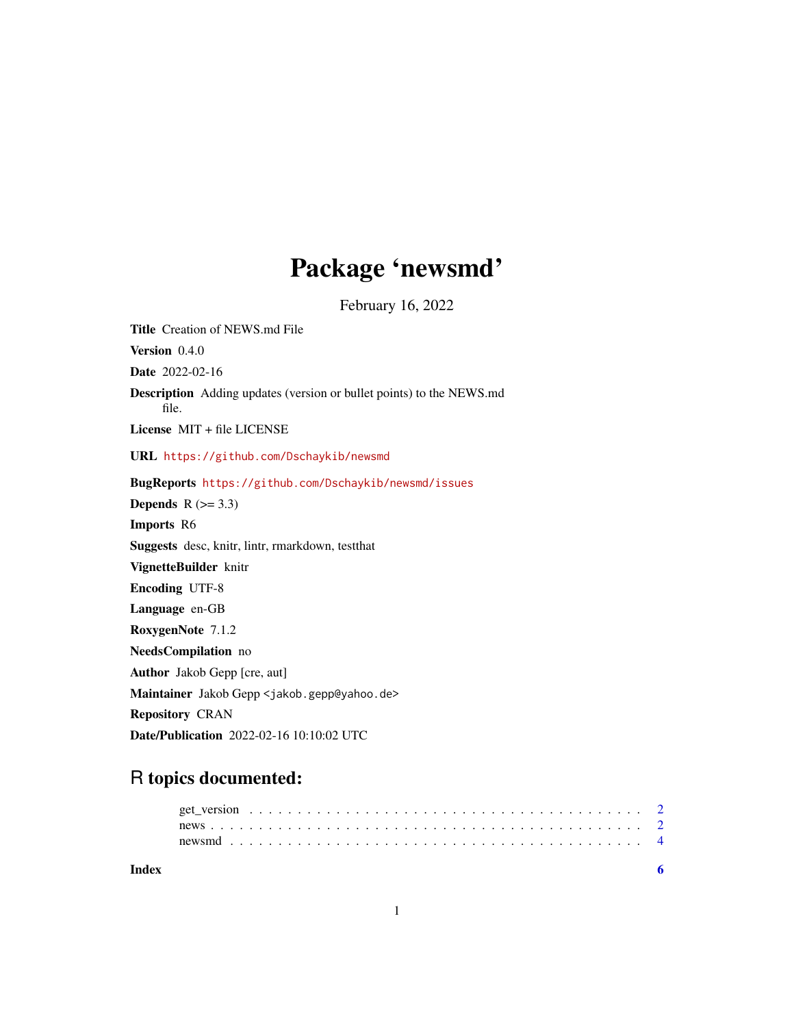# Package 'newsmd'

February 16, 2022

**Title** Creation of NEWS.md File

**Version** 0.4.0

**Date** 2022-02-16

**Description** Adding updates (version or bullet points) to the NEWS.md file.

**License** MIT + file LICENSE

**URL** https://github.com/Dschaykib/newsmd

**BugReports** https://github.com/Dschaykib/newsmd/issues

**Depends** R (>= 3.3)

**Imports** R6

**Suggests** desc, knitr, lintr, rmarkdown, testthat

**VignetteBuilder** knitr

**Encoding** UTF-8

**Language** en-GB

**RoxygenNote** 7.1.2

**NeedsCompilation** no

**Author** Jakob Gepp [cre, aut]

**Maintainer** Jakob Gepp <jakob.gepp@yahoo.de>

**Repository** CRAN

**Date/Publication** 2022-02-16 10:10:02 UTC

## R topics documented:

get_version . . . . . . . . . . . . . . . . . . . . . . . . . . . . . . . . . . . . . . . 2
news . . . . . . . . . . . . . . . . . . . . . . . . . . . . . . . . . . . . . . . . . . . 2
newsmd . . . . . . . . . . . . . . . . . . . . . . . . . . . . . . . . . . . . . . . . . 4

**Index** **6**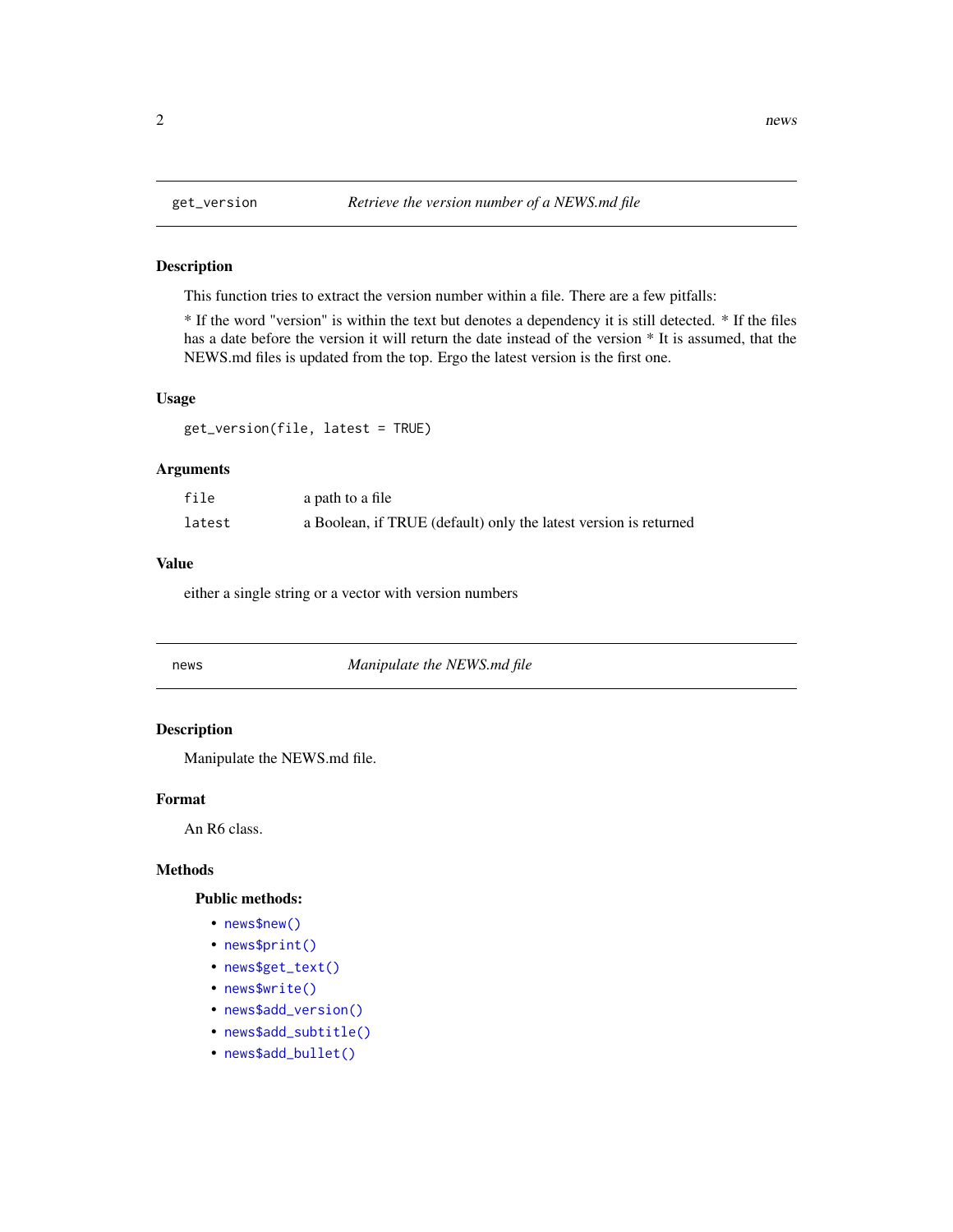## get_version — *Retrieve the version number of a NEWS.md file*

### Description

This function tries to extract the version number within a file. There are a few pitfalls:

* If the word "version" is within the text but denotes a dependency it is still detected. * If the files has a date before the version it will return the date instead of the version * It is assumed, that the NEWS.md files is updated from the top. Ergo the latest version is the first one.

### Usage

```
get_version(file, latest = TRUE)
```

### Arguments

| | |
|---|---|
| `file` | a path to a file |
| `latest` | a Boolean, if TRUE (default) only the latest version is returned |

### Value

either a single string or a vector with version numbers

## news — *Manipulate the NEWS.md file*

### Description

Manipulate the NEWS.md file.

### Format

An R6 class.

### Methods

#### Public methods:

- `news$new()`
- `news$print()`
- `news$get_text()`
- `news$write()`
- `news$add_version()`
- `news$add_subtitle()`
- `news$add_bullet()`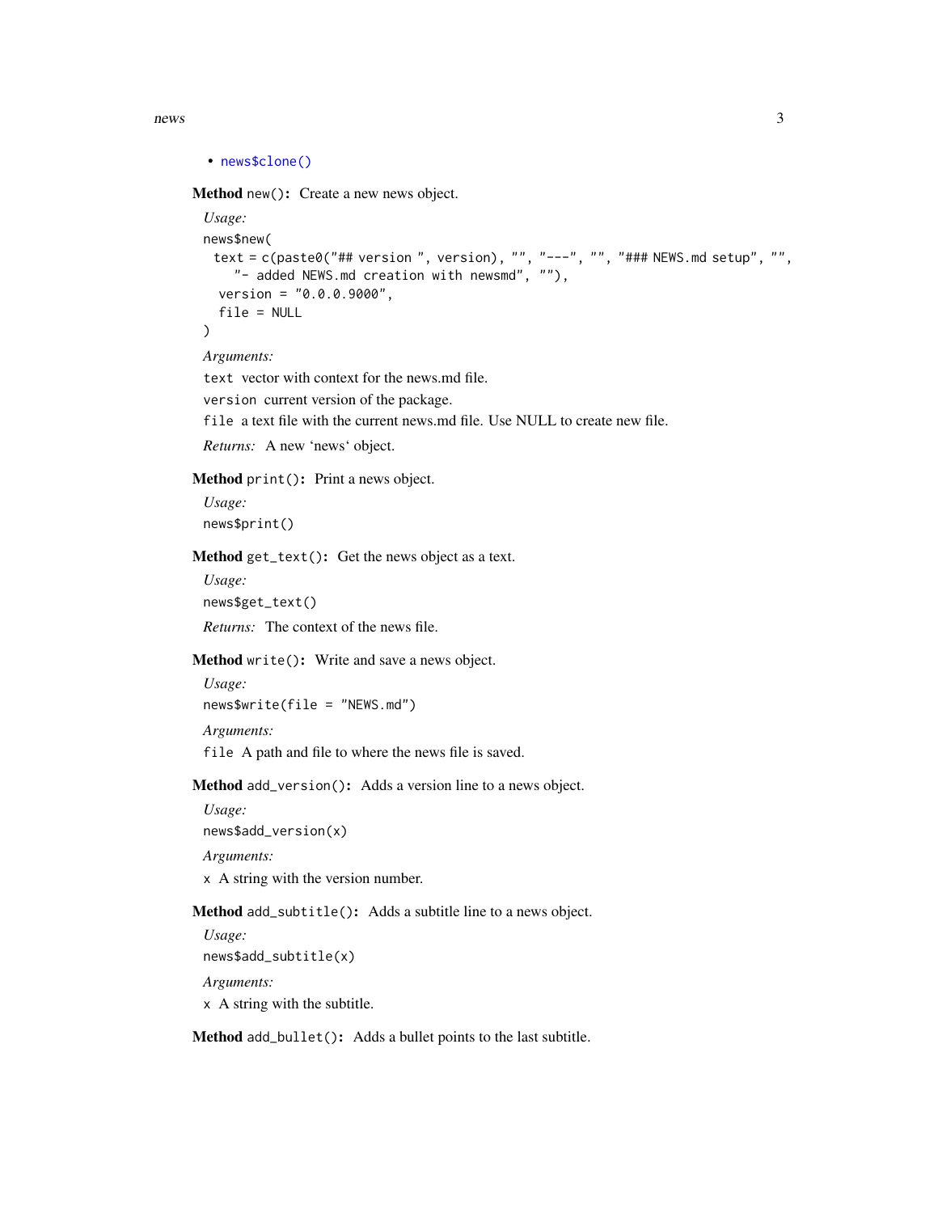- news$clone()

**Method** `new()`: Create a new news object.

*Usage:*

```
news$new(
  text = c(paste0("## version ", version), "", "---", "", "### NEWS.md setup", "",
    "- added NEWS.md creation with newsmd", ""),
  version = "0.0.0.9000",
  file = NULL
)
```

*Arguments:*

`text` vector with context for the news.md file.

`version` current version of the package.

`file` a text file with the current news.md file. Use NULL to create new file.

*Returns:* A new 'news' object.

**Method** `print()`: Print a news object.

*Usage:*

```
news$print()
```

**Method** `get_text()`: Get the news object as a text.

*Usage:*

```
news$get_text()
```

*Returns:* The context of the news file.

**Method** `write()`: Write and save a news object.

*Usage:*

```
news$write(file = "NEWS.md")
```

*Arguments:*

`file` A path and file to where the news file is saved.

**Method** `add_version()`: Adds a version line to a news object.

*Usage:*

```
news$add_version(x)
```

*Arguments:*

`x` A string with the version number.

**Method** `add_subtitle()`: Adds a subtitle line to a news object.

*Usage:*

```
news$add_subtitle(x)
```

*Arguments:*

`x` A string with the subtitle.

**Method** `add_bullet()`: Adds a bullet points to the last subtitle.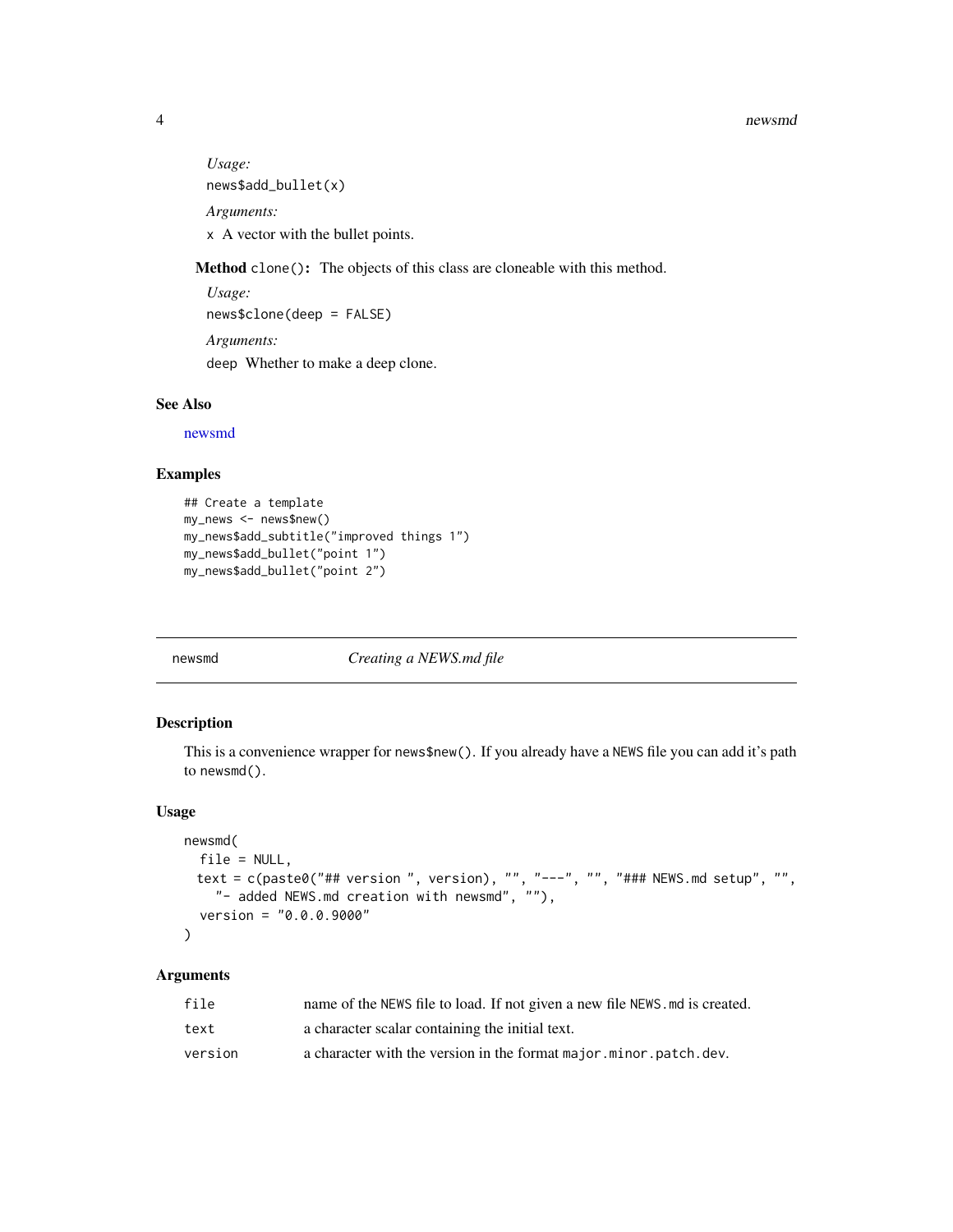*Usage:*

```
news$add_bullet(x)
```

*Arguments:*

`x` A vector with the bullet points.

**Method** `clone()`**:** The objects of this class are cloneable with this method.

*Usage:*

```
news$clone(deep = FALSE)
```

*Arguments:*

`deep` Whether to make a deep clone.

### See Also

newsmd

### Examples

```
## Create a template
my_news <- news$new()
my_news$add_subtitle("improved things 1")
my_news$add_bullet("point 1")
my_news$add_bullet("point 2")
```

---

## newsmd — *Creating a NEWS.md file*

### Description

This is a convenience wrapper for `news$new()`. If you already have a `NEWS` file you can add it's path to `newsmd()`.

### Usage

```
newsmd(
  file = NULL,
  text = c(paste0("## version ", version), "", "---", "", "### NEWS.md setup", "",
    "- added NEWS.md creation with newsmd", ""),
  version = "0.0.0.9000"
)
```

### Arguments

| | |
|---|---|
| `file` | name of the `NEWS` file to load. If not given a new file `NEWS.md` is created. |
| `text` | a character scalar containing the initial text. |
| `version` | a character with the version in the format `major.minor.patch.dev`. |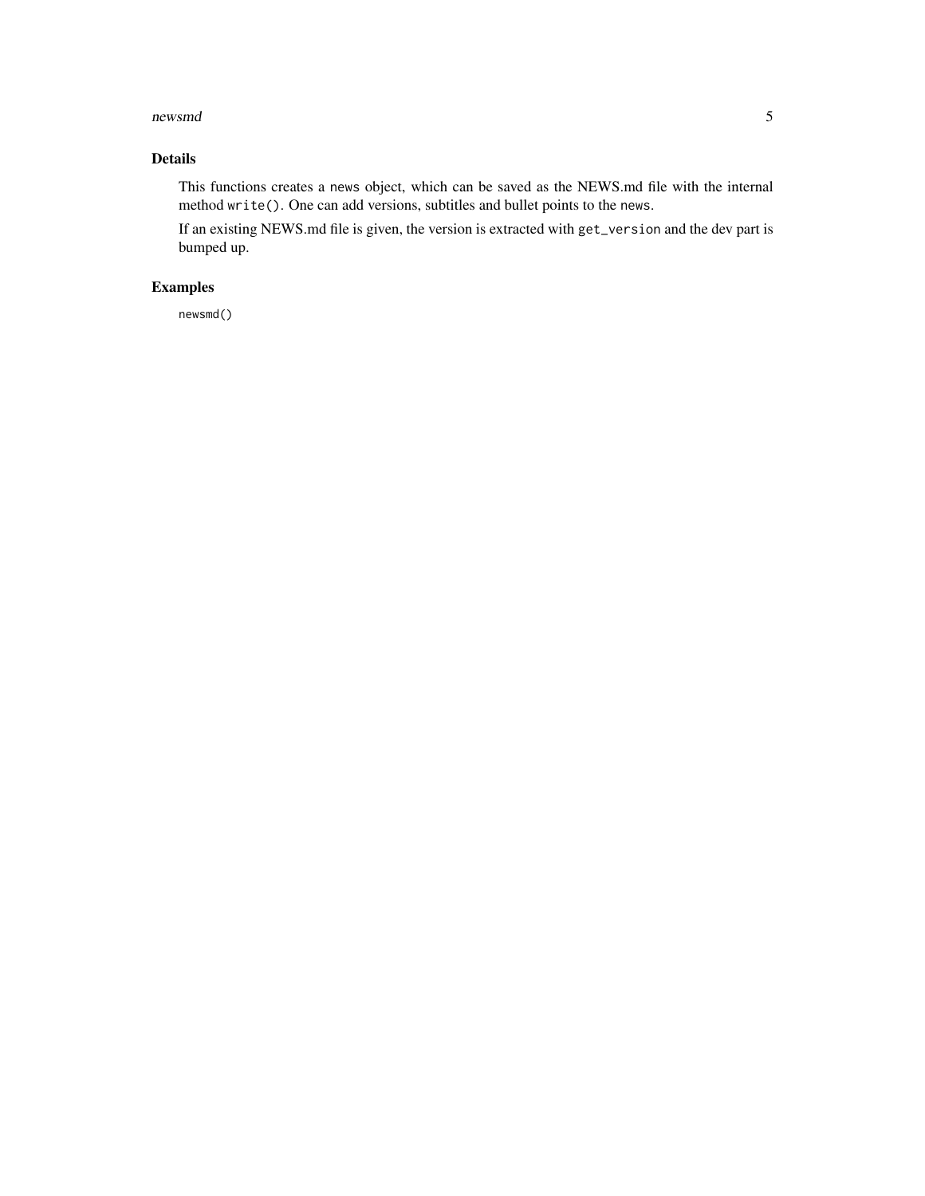## Details

This functions creates a `news` object, which can be saved as the NEWS.md file with the internal method `write()`. One can add versions, subtitles and bullet points to the `news`.

If an existing NEWS.md file is given, the version is extracted with `get_version` and the dev part is bumped up.

## Examples

```
newsmd()
```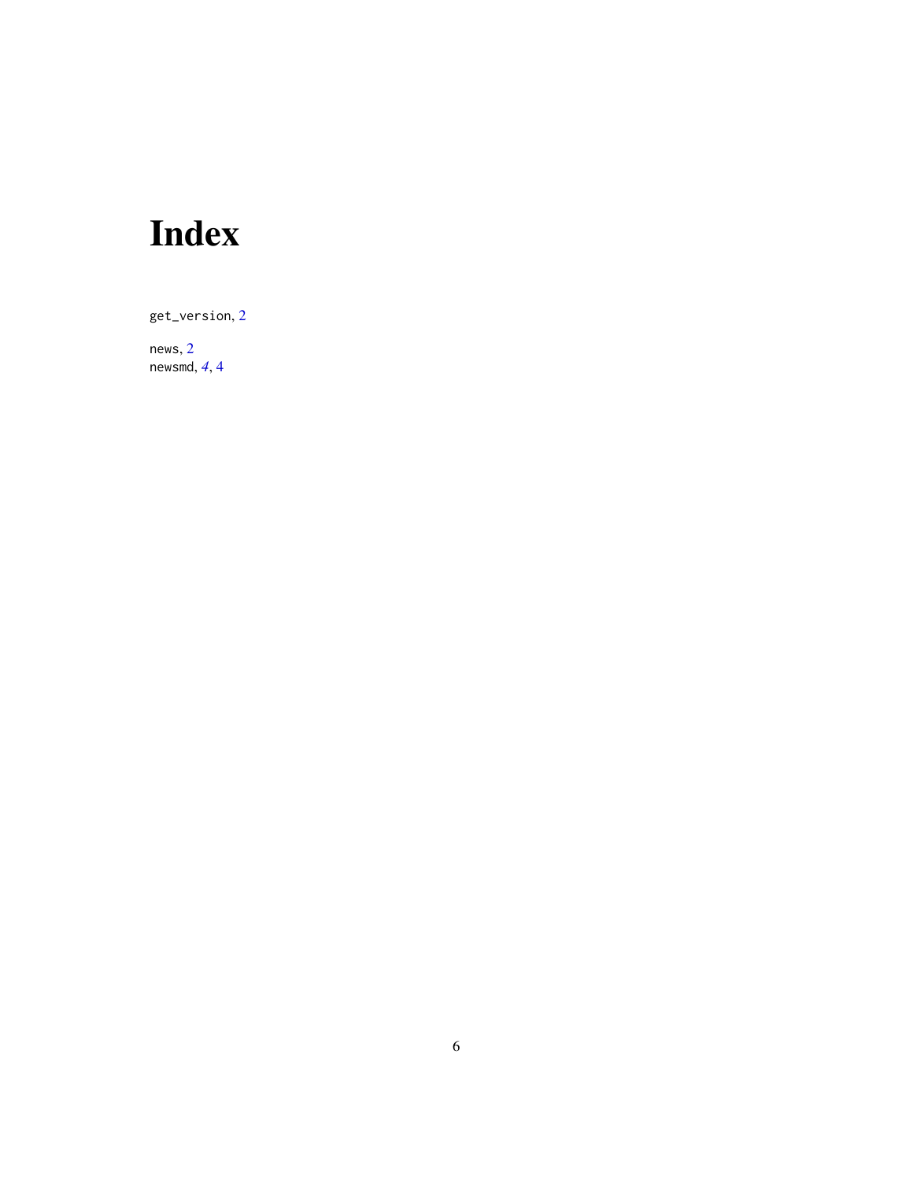# Index

get_version, 2

news, 2
newsmd, *4*, 4